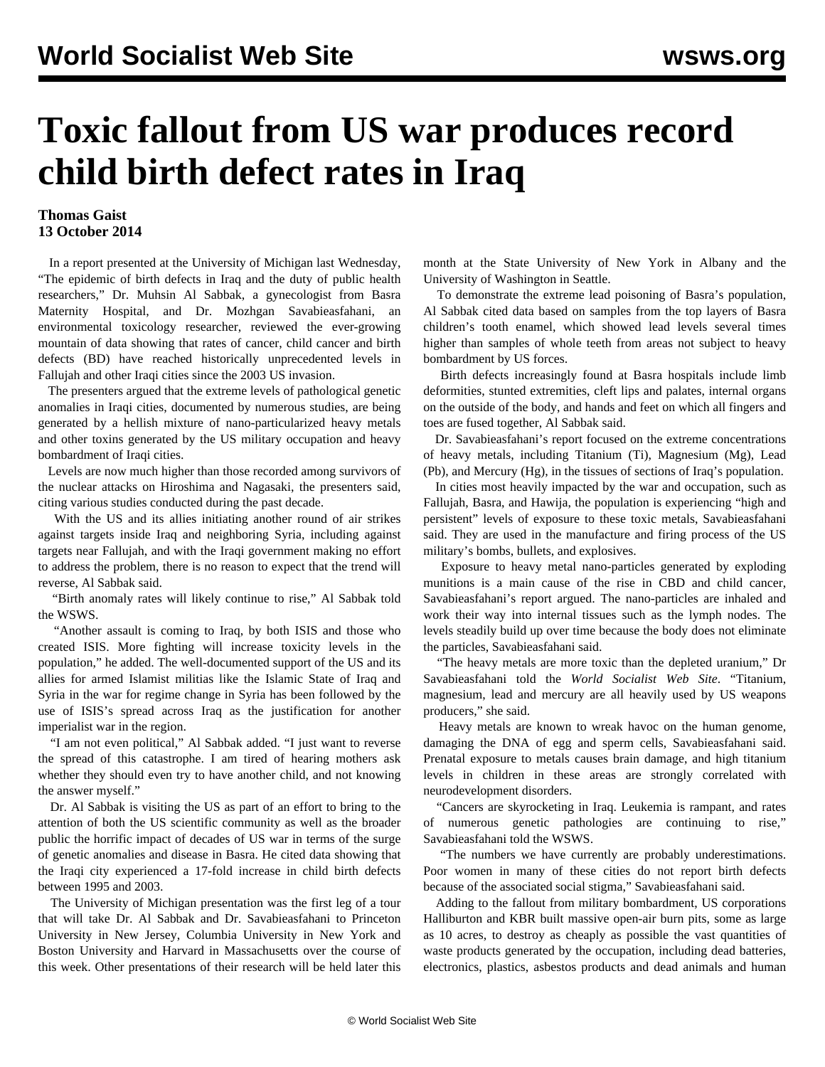# Toxic fallout from US war produces record child birth defect rates in Iraq

**Thomas Gaist**
**13 October 2014**

In a report presented at the University of Michigan last Wednesday, "The epidemic of birth defects in Iraq and the duty of public health researchers," Dr. Muhsin Al Sabbak, a gynecologist from Basra Maternity Hospital, and Dr. Mozhgan Savabieasfahani, an environmental toxicology researcher, reviewed the ever-growing mountain of data showing that rates of cancer, child cancer and birth defects (BD) have reached historically unprecedented levels in Fallujah and other Iraqi cities since the 2003 US invasion.

The presenters argued that the extreme levels of pathological genetic anomalies in Iraqi cities, documented by numerous studies, are being generated by a hellish mixture of nano-particularized heavy metals and other toxins generated by the US military occupation and heavy bombardment of Iraqi cities.

Levels are now much higher than those recorded among survivors of the nuclear attacks on Hiroshima and Nagasaki, the presenters said, citing various studies conducted during the past decade.

With the US and its allies initiating another round of air strikes against targets inside Iraq and neighboring Syria, including against targets near Fallujah, and with the Iraqi government making no effort to address the problem, there is no reason to expect that the trend will reverse, Al Sabbak said.

"Birth anomaly rates will likely continue to rise," Al Sabbak told the WSWS.

"Another assault is coming to Iraq, by both ISIS and those who created ISIS. More fighting will increase toxicity levels in the population," he added. The well-documented support of the US and its allies for armed Islamist militias like the Islamic State of Iraq and Syria in the war for regime change in Syria has been followed by the use of ISIS's spread across Iraq as the justification for another imperialist war in the region.

"I am not even political," Al Sabbak added. "I just want to reverse the spread of this catastrophe. I am tired of hearing mothers ask whether they should even try to have another child, and not knowing the answer myself."

Dr. Al Sabbak is visiting the US as part of an effort to bring to the attention of both the US scientific community as well as the broader public the horrific impact of decades of US war in terms of the surge of genetic anomalies and disease in Basra. He cited data showing that the Iraqi city experienced a 17-fold increase in child birth defects between 1995 and 2003.

The University of Michigan presentation was the first leg of a tour that will take Dr. Al Sabbak and Dr. Savabieasfahani to Princeton University in New Jersey, Columbia University in New York and Boston University and Harvard in Massachusetts over the course of this week. Other presentations of their research will be held later this month at the State University of New York in Albany and the University of Washington in Seattle.

To demonstrate the extreme lead poisoning of Basra's population, Al Sabbak cited data based on samples from the top layers of Basra children's tooth enamel, which showed lead levels several times higher than samples of whole teeth from areas not subject to heavy bombardment by US forces.

Birth defects increasingly found at Basra hospitals include limb deformities, stunted extremities, cleft lips and palates, internal organs on the outside of the body, and hands and feet on which all fingers and toes are fused together, Al Sabbak said.

Dr. Savabieasfahani's report focused on the extreme concentrations of heavy metals, including Titanium (Ti), Magnesium (Mg), Lead (Pb), and Mercury (Hg), in the tissues of sections of Iraq's population.

In cities most heavily impacted by the war and occupation, such as Fallujah, Basra, and Hawija, the population is experiencing "high and persistent" levels of exposure to these toxic metals, Savabieasfahani said. They are used in the manufacture and firing process of the US military's bombs, bullets, and explosives.

Exposure to heavy metal nano-particles generated by exploding munitions is a main cause of the rise in CBD and child cancer, Savabieasfahani's report argued. The nano-particles are inhaled and work their way into internal tissues such as the lymph nodes. The levels steadily build up over time because the body does not eliminate the particles, Savabieasfahani said.

"The heavy metals are more toxic than the depleted uranium," Dr Savabieasfahani told the *World Socialist Web Site*. "Titanium, magnesium, lead and mercury are all heavily used by US weapons producers," she said.

Heavy metals are known to wreak havoc on the human genome, damaging the DNA of egg and sperm cells, Savabieasfahani said. Prenatal exposure to metals causes brain damage, and high titanium levels in children in these areas are strongly correlated with neurodevelopment disorders.

"Cancers are skyrocketing in Iraq. Leukemia is rampant, and rates of numerous genetic pathologies are continuing to rise," Savabieasfahani told the WSWS.

"The numbers we have currently are probably underestimations. Poor women in many of these cities do not report birth defects because of the associated social stigma," Savabieasfahani said.

Adding to the fallout from military bombardment, US corporations Halliburton and KBR built massive open-air burn pits, some as large as 10 acres, to destroy as cheaply as possible the vast quantities of waste products generated by the occupation, including dead batteries, electronics, plastics, asbestos products and dead animals and human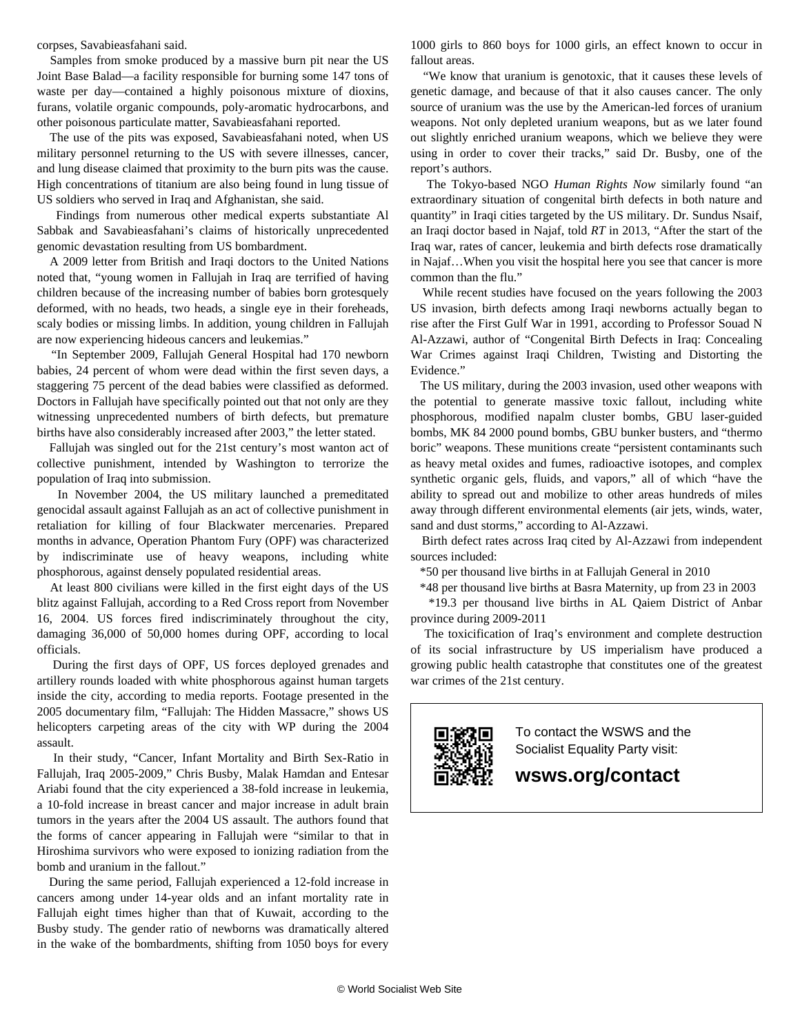corpses, Savabieasfahani said.

Samples from smoke produced by a massive burn pit near the US Joint Base Balad—a facility responsible for burning some 147 tons of waste per day—contained a highly poisonous mixture of dioxins, furans, volatile organic compounds, poly-aromatic hydrocarbons, and other poisonous particulate matter, Savabieasfahani reported.

The use of the pits was exposed, Savabieasfahani noted, when US military personnel returning to the US with severe illnesses, cancer, and lung disease claimed that proximity to the burn pits was the cause. High concentrations of titanium are also being found in lung tissue of US soldiers who served in Iraq and Afghanistan, she said.

Findings from numerous other medical experts substantiate Al Sabbak and Savabieasfahani's claims of historically unprecedented genomic devastation resulting from US bombardment.

A 2009 letter from British and Iraqi doctors to the United Nations noted that, "young women in Fallujah in Iraq are terrified of having children because of the increasing number of babies born grotesquely deformed, with no heads, two heads, a single eye in their foreheads, scaly bodies or missing limbs. In addition, young children in Fallujah are now experiencing hideous cancers and leukemias."

"In September 2009, Fallujah General Hospital had 170 newborn babies, 24 percent of whom were dead within the first seven days, a staggering 75 percent of the dead babies were classified as deformed. Doctors in Fallujah have specifically pointed out that not only are they witnessing unprecedented numbers of birth defects, but premature births have also considerably increased after 2003," the letter stated.

Fallujah was singled out for the 21st century's most wanton act of collective punishment, intended by Washington to terrorize the population of Iraq into submission.

In November 2004, the US military launched a premeditated genocidal assault against Fallujah as an act of collective punishment in retaliation for killing of four Blackwater mercenaries. Prepared months in advance, Operation Phantom Fury (OPF) was characterized by indiscriminate use of heavy weapons, including white phosphorous, against densely populated residential areas.

At least 800 civilians were killed in the first eight days of the US blitz against Fallujah, according to a Red Cross report from November 16, 2004. US forces fired indiscriminately throughout the city, damaging 36,000 of 50,000 homes during OPF, according to local officials.

During the first days of OPF, US forces deployed grenades and artillery rounds loaded with white phosphorous against human targets inside the city, according to media reports. Footage presented in the 2005 documentary film, "Fallujah: The Hidden Massacre," shows US helicopters carpeting areas of the city with WP during the 2004 assault.

In their study, "Cancer, Infant Mortality and Birth Sex-Ratio in Fallujah, Iraq 2005-2009," Chris Busby, Malak Hamdan and Entesar Ariabi found that the city experienced a 38-fold increase in leukemia, a 10-fold increase in breast cancer and major increase in adult brain tumors in the years after the 2004 US assault. The authors found that the forms of cancer appearing in Fallujah were "similar to that in Hiroshima survivors who were exposed to ionizing radiation from the bomb and uranium in the fallout."

During the same period, Fallujah experienced a 12-fold increase in cancers among under 14-year olds and an infant mortality rate in Fallujah eight times higher than that of Kuwait, according to the Busby study. The gender ratio of newborns was dramatically altered in the wake of the bombardments, shifting from 1050 boys for every 1000 girls to 860 boys for 1000 girls, an effect known to occur in fallout areas.

"We know that uranium is genotoxic, that it causes these levels of genetic damage, and because of that it also causes cancer. The only source of uranium was the use by the American-led forces of uranium weapons. Not only depleted uranium weapons, but as we later found out slightly enriched uranium weapons, which we believe they were using in order to cover their tracks," said Dr. Busby, one of the report's authors.

The Tokyo-based NGO *Human Rights Now* similarly found "an extraordinary situation of congenital birth defects in both nature and quantity" in Iraqi cities targeted by the US military. Dr. Sundus Nsaif, an Iraqi doctor based in Najaf, told *RT* in 2013, "After the start of the Iraq war, rates of cancer, leukemia and birth defects rose dramatically in Najaf…When you visit the hospital here you see that cancer is more common than the flu."

While recent studies have focused on the years following the 2003 US invasion, birth defects among Iraqi newborns actually began to rise after the First Gulf War in 1991, according to Professor Souad N Al-Azzawi, author of "Congenital Birth Defects in Iraq: Concealing War Crimes against Iraqi Children, Twisting and Distorting the Evidence."

The US military, during the 2003 invasion, used other weapons with the potential to generate massive toxic fallout, including white phosphorous, modified napalm cluster bombs, GBU laser-guided bombs, MK 84 2000 pound bombs, GBU bunker busters, and "thermo boric" weapons. These munitions create "persistent contaminants such as heavy metal oxides and fumes, radioactive isotopes, and complex synthetic organic gels, fluids, and vapors," all of which "have the ability to spread out and mobilize to other areas hundreds of miles away through different environmental elements (air jets, winds, water, sand and dust storms," according to Al-Azzawi.

Birth defect rates across Iraq cited by Al-Azzawi from independent sources included:

*50 per thousand live births in at Fallujah General in 2010

*48 per thousand live births at Basra Maternity, up from 23 in 2003

*19.3 per thousand live births in AL Qaiem District of Anbar province during 2009-2011

The toxicification of Iraq's environment and complete destruction of its social infrastructure by US imperialism have produced a growing public health catastrophe that constitutes one of the greatest war crimes of the 21st century.

To contact the WSWS and the Socialist Equality Party visit:

**wsws.org/contact**